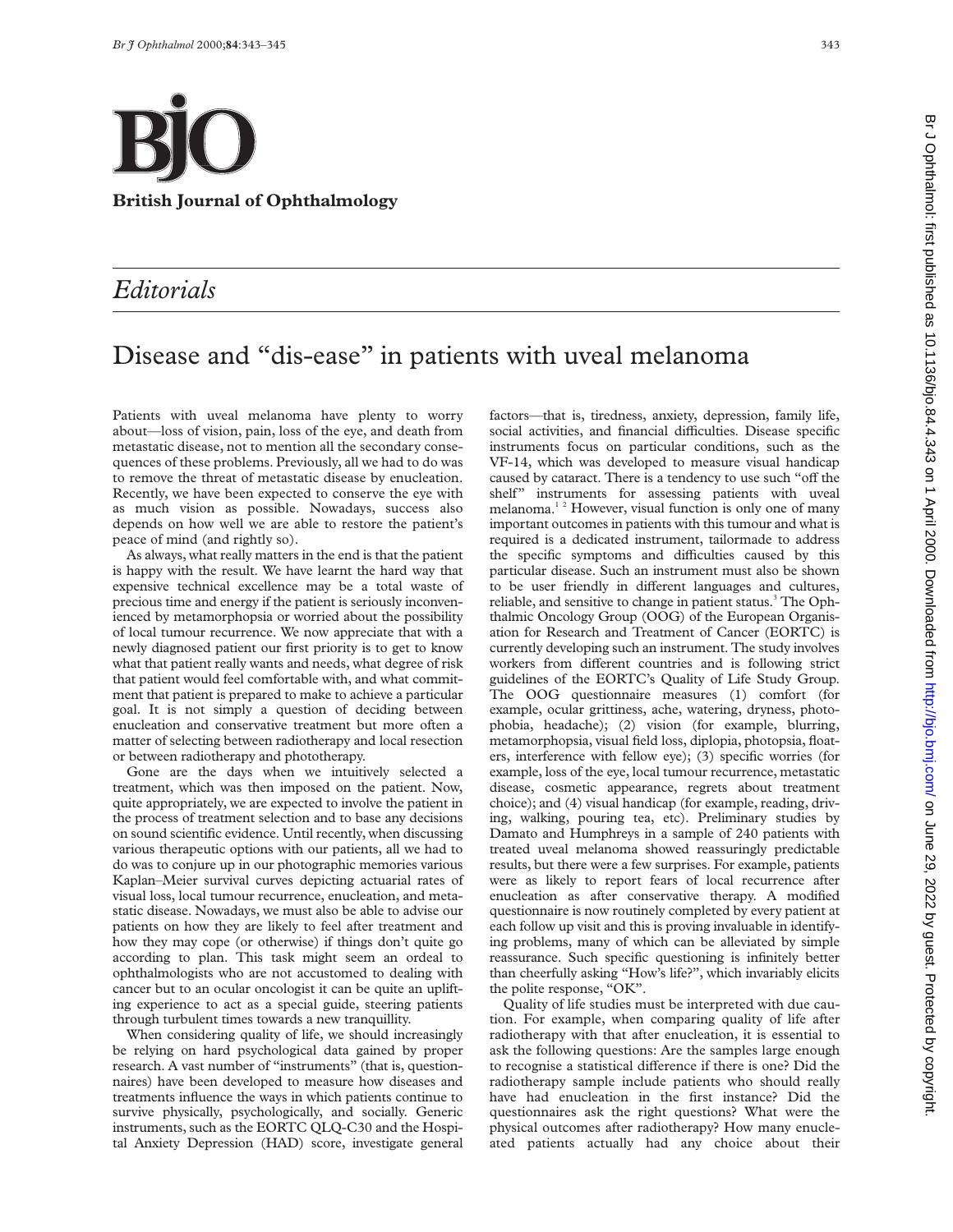# British Journal of Ophthalmology

## Editorials

# Disease and "dis-ease" in patients with uveal melanoma

Patients with uveal melanoma have plenty to worry about—loss of vision, pain, loss of the eye, and death from metastatic disease, not to mention all the secondary consequences of these problems. Previously, all we had to do was to remove the threat of metastatic disease by enucleation. Recently, we have been expected to conserve the eye with as much vision as possible. Nowadays, success also depends on how well we are able to restore the patient's peace of mind (and rightly so).

As always, what really matters in the end is that the patient is happy with the result. We have learnt the hard way that expensive technical excellence may be a total waste of precious time and energy if the patient is seriously inconvenienced by metamorphopsia or worried about the possibility of local tumour recurrence. We now appreciate that with a newly diagnosed patient our first priority is to get to know what that patient really wants and needs, what degree of risk that patient would feel comfortable with, and what commitment that patient is prepared to make to achieve a particular goal. It is not simply a question of deciding between enucleation and conservative treatment but more often a matter of selecting between radiotherapy and local resection or between radiotherapy and phototherapy.

Gone are the days when we intuitively selected a treatment, which was then imposed on the patient. Now, quite appropriately, we are expected to involve the patient in the process of treatment selection and to base any decisions on sound scientific evidence. Until recently, when discussing various therapeutic options with our patients, all we had to do was to conjure up in our photographic memories various Kaplan–Meier survival curves depicting actuarial rates of visual loss, local tumour recurrence, enucleation, and metastatic disease. Nowadays, we must also be able to advise our patients on how they are likely to feel after treatment and how they may cope (or otherwise) if things don't quite go according to plan. This task might seem an ordeal to ophthalmologists who are not accustomed to dealing with cancer but to an ocular oncologist it can be quite an uplifting experience to act as a special guide, steering patients through turbulent times towards a new tranquillity.

When considering quality of life, we should increasingly be relying on hard psychological data gained by proper research. A vast number of "instruments" (that is, questionnaires) have been developed to measure how diseases and treatments influence the ways in which patients continue to survive physically, psychologically, and socially. Generic instruments, such as the EORTC QLQ-C30 and the Hospital Anxiety Depression (HAD) score, investigate general factors—that is, tiredness, anxiety, depression, family life, social activities, and financial difficulties. Disease specific instruments focus on particular conditions, such as the VF-14, which was developed to measure visual handicap caused by cataract. There is a tendency to use such "off the shelf" instruments for assessing patients with uveal melanoma.[1,2] However, visual function is only one of many important outcomes in patients with this tumour and what is required is a dedicated instrument, tailormade to address the specific symptoms and difficulties caused by this particular disease. Such an instrument must also be shown to be user friendly in different languages and cultures, reliable, and sensitive to change in patient status.[3] The Ophthalmic Oncology Group (OOG) of the European Organisation for Research and Treatment of Cancer (EORTC) is currently developing such an instrument. The study involves workers from different countries and is following strict guidelines of the EORTC's Quality of Life Study Group. The OOG questionnaire measures (1) comfort (for example, ocular grittiness, ache, watering, dryness, photophobia, headache); (2) vision (for example, blurring, metamorphopsia, visual field loss, diplopia, photopsia, floaters, interference with fellow eye); (3) specific worries (for example, loss of the eye, local tumour recurrence, metastatic disease, cosmetic appearance, regrets about treatment choice); and (4) visual handicap (for example, reading, driving, walking, pouring tea, etc). Preliminary studies by Damato and Humphreys in a sample of 240 patients with treated uveal melanoma showed reassuringly predictable results, but there were a few surprises. For example, patients were as likely to report fears of local recurrence after enucleation as after conservative therapy. A modified questionnaire is now routinely completed by every patient at each follow up visit and this is proving invaluable in identifying problems, many of which can be alleviated by simple reassurance. Such specific questioning is infinitely better than cheerfully asking "How's life?", which invariably elicits the polite response, "OK".

Quality of life studies must be interpreted with due caution. For example, when comparing quality of life after radiotherapy with that after enucleation, it is essential to ask the following questions: Are the samples large enough to recognise a statistical difference if there is one? Did the radiotherapy sample include patients who should really have had enucleation in the first instance? Did the questionnaires ask the right questions? What were the physical outcomes after radiotherapy? How many enucleated patients actually had any choice about their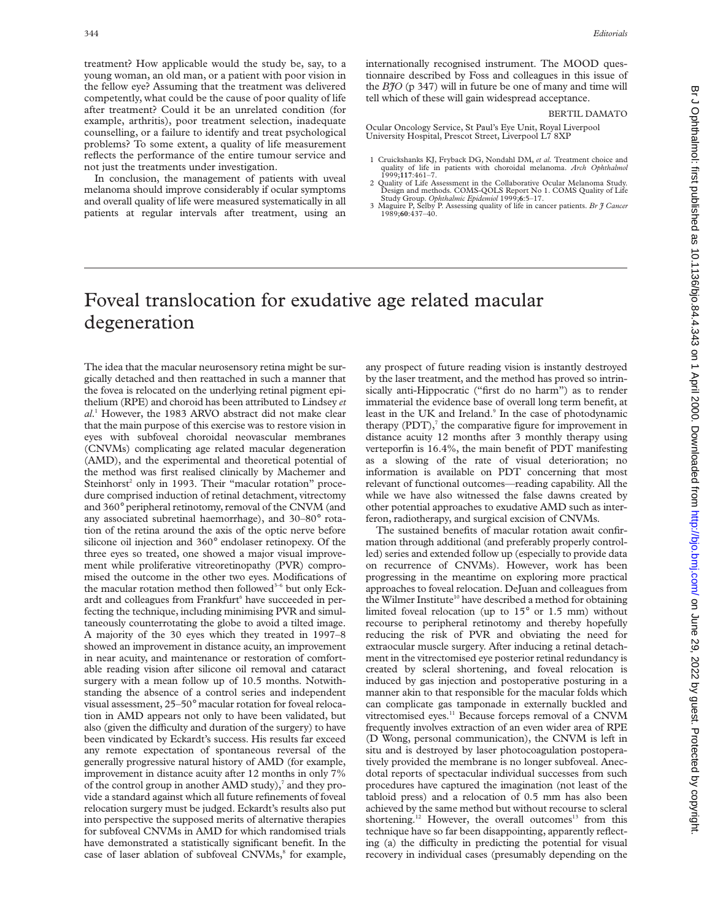treatment? How applicable would the study be, say, to a young woman, an old man, or a patient with poor vision in the fellow eye? Assuming that the treatment was delivered competently, what could be the cause of poor quality of life after treatment? Could it be an unrelated condition (for example, arthritis), poor treatment selection, inadequate counselling, or a failure to identify and treat psychological problems? To some extent, a quality of life measurement reflects the performance of the entire tumour service and not just the treatments under investigation.

In conclusion, the management of patients with uveal melanoma should improve considerably if ocular symptoms and overall quality of life were measured systematically in all patients at regular intervals after treatment, using an internationally recognised instrument. The MOOD questionnaire described by Foss and colleagues in this issue of the *BJO* (p 347) will in future be one of many and time will tell which of these will gain widespread acceptance.

BERTIL DAMATO

Ocular Oncology Service, St Paul's Eye Unit, Royal Liverpool University Hospital, Prescot Street, Liverpool L7 8XP

1 Cruickshanks KJ, Fryback DG, Nondahl DM, *et al.* Treatment choice and quality of life in patients with choroidal melanoma. *Arch Ophthalmol* 1999;**117**:461–7.
2 Quality of Life Assessment in the Collaborative Ocular Melanoma Study. Design and methods. COMS-QOLS Report No 1. COMS Quality of Life Study Group. *Ophthalmic Epidemiol* 1999;**6**:5–17.
3 Maguire P, Selby P. Assessing quality of life in cancer patients. *Br J Cancer* 1989;**60**:437–40.

# Foveal translocation for exudative age related macular degeneration

The idea that the macular neurosensory retina might be surgically detached and then reattached in such a manner that the fovea is relocated on the underlying retinal pigment epithelium (RPE) and choroid has been attributed to Lindsey *et al*.[1] However, the 1983 ARVO abstract did not make clear that the main purpose of this exercise was to restore vision in eyes with subfoveal choroidal neovascular membranes (CNVMs) complicating age related macular degeneration (AMD), and the experimental and theoretical potential of the method was first realised clinically by Machemer and Steinhorst[2] only in 1993. Their "macular rotation" procedure comprised induction of retinal detachment, vitrectomy and 360° peripheral retinotomy, removal of the CNVM (and any associated subretinal haemorrhage), and 30–80° rotation of the retina around the axis of the optic nerve before silicone oil injection and 360° endolaser retinopexy. Of the three eyes so treated, one showed a major visual improvement while proliferative vitreoretinopathy (PVR) compromised the outcome in the other two eyes. Modifications of the macular rotation method then followed[3–6] but only Eckardt and colleagues from Frankfurt[6] have succeeded in perfecting the technique, including minimising PVR and simultaneously counterrotating the globe to avoid a tilted image. A majority of the 30 eyes which they treated in 1997–8 showed an improvement in distance acuity, an improvement in near acuity, and maintenance or restoration of comfortable reading vision after silicone oil removal and cataract surgery with a mean follow up of 10.5 months. Notwithstanding the absence of a control series and independent visual assessment, 25–50° macular rotation for foveal relocation in AMD appears not only to have been validated, but also (given the difficulty and duration of the surgery) to have been vindicated by Eckardt's success. His results far exceed any remote expectation of spontaneous reversal of the generally progressive natural history of AMD (for example, improvement in distance acuity after 12 months in only 7% of the control group in another AMD study),[7] and they provide a standard against which all future refinements of foveal relocation surgery must be judged. Eckardt's results also put into perspective the supposed merits of alternative therapies for subfoveal CNVMs in AMD for which randomised trials have demonstrated a statistically significant benefit. In the case of laser ablation of subfoveal CNVMs,[8] for example, any prospect of future reading vision is instantly destroyed by the laser treatment, and the method has proved so intrinsically anti-Hippocratic ("first do no harm") as to render immaterial the evidence base of overall long term benefit, at least in the UK and Ireland.[9] In the case of photodynamic therapy (PDT),[7] the comparative figure for improvement in distance acuity 12 months after 3 monthly therapy using verteporfin is 16.4%, the main benefit of PDT manifesting as a slowing of the rate of visual deterioration; no information is available on PDT concerning that most relevant of functional outcomes—reading capability. All the while we have also witnessed the false dawns created by other potential approaches to exudative AMD such as interferon, radiotherapy, and surgical excision of CNVMs.

The sustained benefits of macular rotation await confirmation through additional (and preferably properly controlled) series and extended follow up (especially to provide data on recurrence of CNVMs). However, work has been progressing in the meantime on exploring more practical approaches to foveal relocation. DeJuan and colleagues from the Wilmer Institute[10] have described a method for obtaining limited foveal relocation (up to 15° or 1.5 mm) without recourse to peripheral retinotomy and thereby hopefully reducing the risk of PVR and obviating the need for extraocular muscle surgery. After inducing a retinal detachment in the vitrectomised eye posterior retinal redundancy is created by scleral shortening, and foveal relocation is induced by gas injection and postoperative posturing in a manner akin to that responsible for the macular folds which can complicate gas tamponade in externally buckled and vitrectomised eyes.[11] Because forceps removal of a CNVM frequently involves extraction of an even wider area of RPE (D Wong, personal communication), the CNVM is left in situ and is destroyed by laser photocoagulation postoperatively provided the membrane is no longer subfoveal. Anecdotal reports of spectacular individual successes from such procedures have captured the imagination (not least of the tabloid press) and a relocation of 0.5 mm has also been achieved by the same method but without recourse to scleral shortening.[12] However, the overall outcomes[13] from this technique have so far been disappointing, apparently reflecting (a) the difficulty in predicting the potential for visual recovery in individual cases (presumably depending on the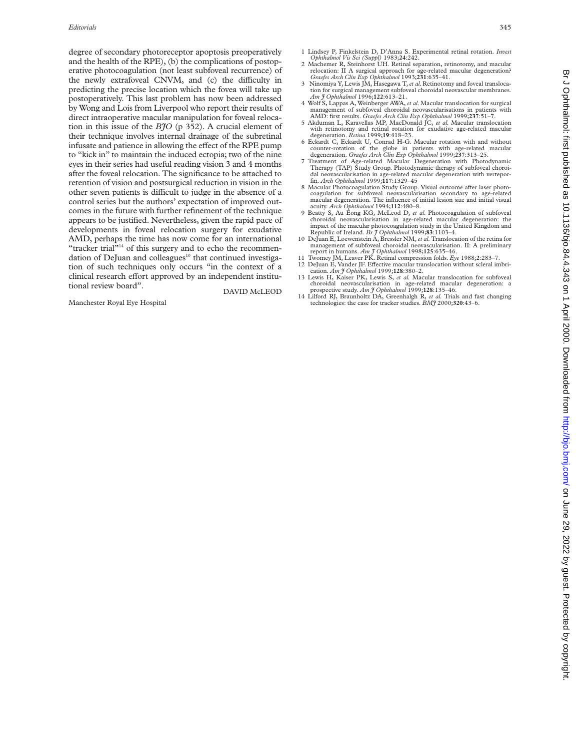degree of secondary photoreceptor apoptosis preoperatively and the health of the RPE), (b) the complications of postoperative photocoagulation (not least subfoveal recurrence) of the newly extrafoveal CNVM, and (c) the difficulty in predicting the precise location which the fovea will take up postoperatively. This last problem has now been addressed by Wong and Lois from Liverpool who report their results of direct intraoperative macular manipulation for foveal relocation in this issue of the *BJO* (p 352). A crucial element of their technique involves internal drainage of the subretinal infusate and patience in allowing the effect of the RPE pump to "kick in" to maintain the induced ectopia; two of the nine eyes in their series had useful reading vision 3 and 4 months after the foveal relocation. The significance to be attached to retention of vision and postsurgical reduction in vision in the other seven patients is difficult to judge in the absence of a control series but the authors' expectation of improved outcomes in the future with further refinement of the technique appears to be justified. Nevertheless, given the rapid pace of developments in foveal relocation surgery for exudative AMD, perhaps the time has now come for an international "tracker trial"[14] of this surgery and to echo the recommendation of DeJuan and colleagues[10] that continued investigation of such techniques only occurs "in the context of a clinical research effort approved by an independent institutional review board".

DAVID McLEOD

Manchester Royal Eye Hospital

1 Lindsey P, Finkelstein D, D'Anna S. Experimental retinal rotation. *Invest Ophthalmol Vis Sci (Suppl)* 1983;**24**:242.
2 Machemer R, Steinhorst UH. Retinal separation, retinotomy, and macular relocation: II A surgical approach for age-related macular degeneration? *Graefes Arch Clin Exp Ophthalmol* 1993;**231**:635–41.
3 Ninomiya Y, Lewis JM, Hasegawa T, *et al.* Retinotomy and foveal translocation for surgical management subfoveal choroidal neovascular membranes. *Am J Ophthalmol* 1996;**122**:613–21.
4 Wolf S, Lappas A, Weinberger AWA, *et al.* Macular translocation for surgical management of subfoveal choroidal neovascularisations in patients with AMD: first results. *Graefes Arch Clin Exp Ophthalmol* 1999;**237**:51–7.
5 Akduman L, Karavellas MP, MacDonald JC, *et al.* Macular translocation with retinotomy and retinal rotation for exudative age-related macular degeneration. *Retina* 1999;**19**:418–23.
6 Eckardt C, Eckardt U, Conrad H-G. Macular rotation with and without counter-rotation of the globe in patients with age-related macular degeneration. *Graefes Arch Clin Exp Ophthalmol* 1999;**237**:313–25.
7 Treatment of Age-related Macular Degeneration with Photodynamic Therapy (TAP) Study Group. Photodynamic therapy of subfoveal choroidal neovascularisation in age-related macular degeneration with verteporfin. *Arch Ophthalmol* 1999;**117**:1329–45
8 Macular Photocoagulation Study Group. Visual outcome after laser photocoagulation for subfoveal neovascularisation secondary to age-related macular degeneration. The influence of initial lesion size and initial visual acuity. *Arch Ophthalmol* 1994;**112**:480–8.
9 Beatty S, Au Eong KG, McLeod D, *et al.* Photocoagulation of subfoveal choroidal neovascularisation in age-related macular degeneration: the impact of the macular photocoagulation study in the United Kingdom and Republic of Ireland. *Br J Ophthalmol* 1999;**83**:1103–4.
10 DeJuan E, Loewenstein A, Bressler NM, *et al.* Translocation of the retina for management of subfoveal choroidal neovascularisation. II: A preliminary report in humans. *Am J Ophthalmol* 1998;**125**:635–46.
11 Twomey JM, Leaver PK. Retinal compression folds. *Eye* 1988;**2**:283–7.
12 DeJuan E, Vander JF. Effective macular translocation without scleral imbrication. *Am J Ophthalmol* 1999;**128**:380–2.
13 Lewis H, Kaiser PK, Lewis S, *et al.* Macular translocation for subfoveal choroidal neovascularisation in age-related macular degeneration: a prospective study. *Am J Ophthalmol* 1999;**128**:135–46.
14 Lilford RJ, Braunholtz DA, Greenhalgh R, *et al.* Trials and fast changing technologies: the case for tracker studies. *BMJ* 2000;**320**:43–6.